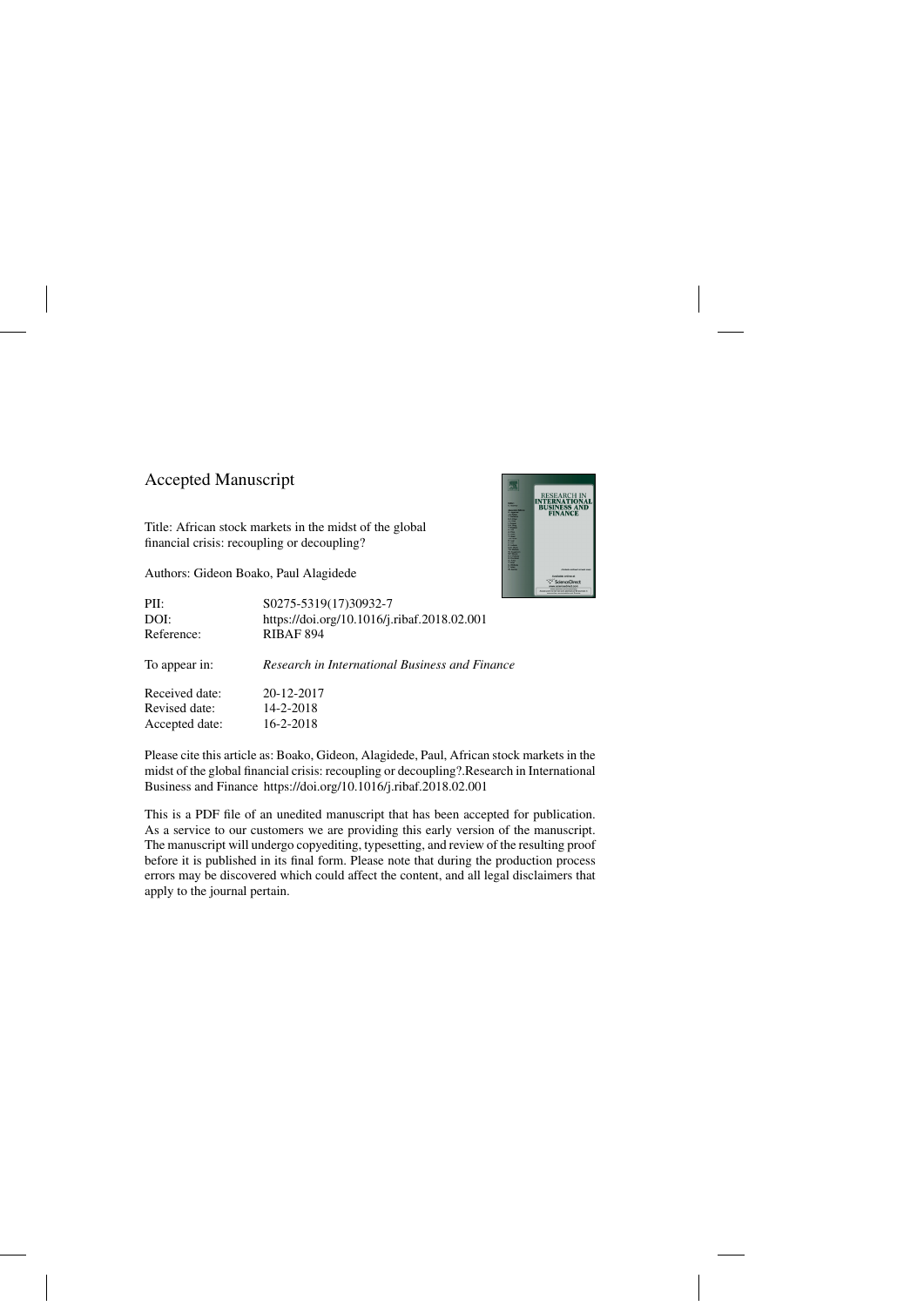# Accepted Manuscript

Title: African stock markets in the midst of the global financial crisis: recoupling or decoupling?

Authors: Gideon Boako, Paul Alagidede

| | |
|---|---|
| PII: | S0275-5319(17)30932-7 |
| DOI: | https://doi.org/10.1016/j.ribaf.2018.02.001 |
| Reference: | RIBAF 894 |
| | |
| To appear in: | *Research in International Business and Finance* |
| | |
| Received date: | 20-12-2017 |
| Revised date: | 14-2-2018 |
| Accepted date: | 16-2-2018 |

Please cite this article as: Boako, Gideon, Alagidede, Paul, African stock markets in the midst of the global financial crisis: recoupling or decoupling?.Research in International Business and Finance https://doi.org/10.1016/j.ribaf.2018.02.001

This is a PDF file of an unedited manuscript that has been accepted for publication. As a service to our customers we are providing this early version of the manuscript. The manuscript will undergo copyediting, typesetting, and review of the resulting proof before it is published in its final form. Please note that during the production process errors may be discovered which could affect the content, and all legal disclaimers that apply to the journal pertain.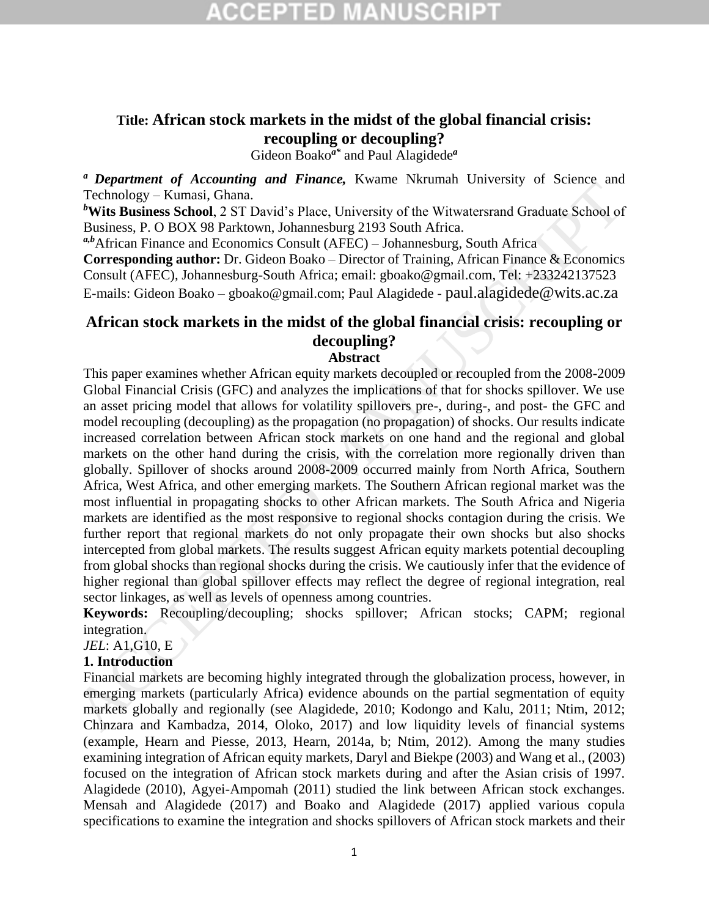**Title: African stock markets in the midst of the global financial crisis: recoupling or decoupling?**

Gideon Boako[a*] and Paul Alagidede[a]

[a] ***Department of Accounting and Finance,*** Kwame Nkrumah University of Science and Technology – Kumasi, Ghana.

[b]**Wits Business School**, 2 ST David's Place, University of the Witwatersrand Graduate School of Business, P. O BOX 98 Parktown, Johannesburg 2193 South Africa.

[a,b]African Finance and Economics Consult (AFEC) – Johannesburg, South Africa

**Corresponding author:** Dr. Gideon Boako – Director of Training, African Finance & Economics Consult (AFEC), Johannesburg-South Africa; email: gboako@gmail.com, Tel: +233242137523

E-mails: Gideon Boako – gboako@gmail.com; Paul Alagidede - paul.alagidede@wits.ac.za

## African stock markets in the midst of the global financial crisis: recoupling or decoupling?

### Abstract

This paper examines whether African equity markets decoupled or recoupled from the 2008-2009 Global Financial Crisis (GFC) and analyzes the implications of that for shocks spillover. We use an asset pricing model that allows for volatility spillovers pre-, during-, and post- the GFC and model recoupling (decoupling) as the propagation (no propagation) of shocks. Our results indicate increased correlation between African stock markets on one hand and the regional and global markets on the other hand during the crisis, with the correlation more regionally driven than globally. Spillover of shocks around 2008-2009 occurred mainly from North Africa, Southern Africa, West Africa, and other emerging markets. The Southern African regional market was the most influential in propagating shocks to other African markets. The South Africa and Nigeria markets are identified as the most responsive to regional shocks contagion during the crisis. We further report that regional markets do not only propagate their own shocks but also shocks intercepted from global markets. The results suggest African equity markets potential decoupling from global shocks than regional shocks during the crisis. We cautiously infer that the evidence of higher regional than global spillover effects may reflect the degree of regional integration, real sector linkages, as well as levels of openness among countries.

**Keywords:** Recoupling/decoupling; shocks spillover; African stocks; CAPM; regional integration.

*JEL*: A1,G10, E

### 1. Introduction

Financial markets are becoming highly integrated through the globalization process, however, in emerging markets (particularly Africa) evidence abounds on the partial segmentation of equity markets globally and regionally (see Alagidede, 2010; Kodongo and Kalu, 2011; Ntim, 2012; Chinzara and Kambadza, 2014, Oloko, 2017) and low liquidity levels of financial systems (example, Hearn and Piesse, 2013, Hearn, 2014a, b; Ntim, 2012). Among the many studies examining integration of African equity markets, Daryl and Biekpe (2003) and Wang et al., (2003) focused on the integration of African stock markets during and after the Asian crisis of 1997. Alagidede (2010), Agyei-Ampomah (2011) studied the link between African stock exchanges. Mensah and Alagidede (2017) and Boako and Alagidede (2017) applied various copula specifications to examine the integration and shocks spillovers of African stock markets and their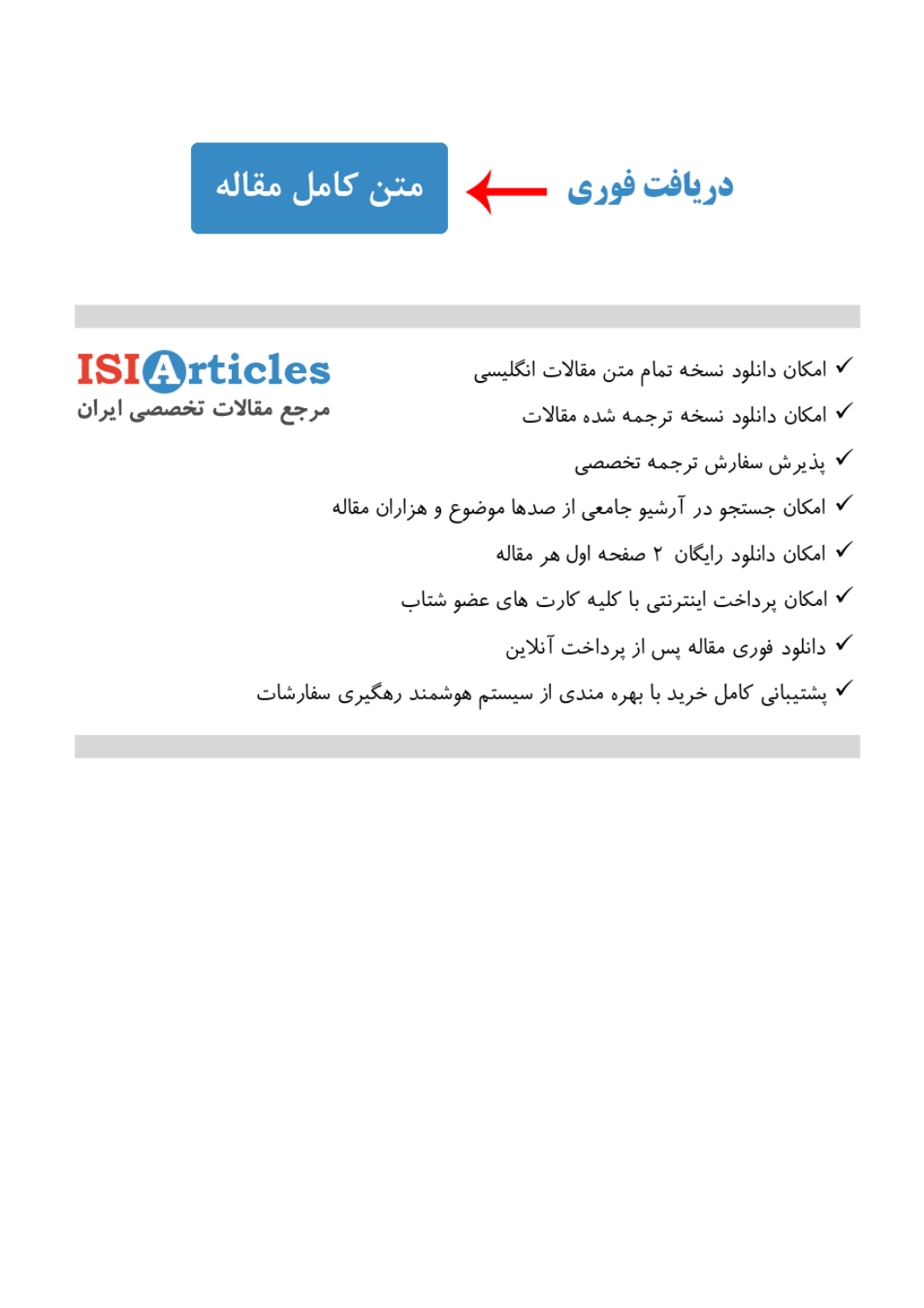دریافت فوری ← **متن کامل مقاله**

**ISIArticles**

مرجع مقالات تخصصی ایران

- ✓ امکان دانلود نسخه تمام متن مقالات انگلیسی
- ✓ امکان دانلود نسخه ترجمه شده مقالات
- ✓ پذیرش سفارش ترجمه تخصصی
- ✓ امکان جستجو در آرشیو جامعی از صدها موضوع و هزاران مقاله
- ✓ امکان دانلود رایگان ۲ صفحه اول هر مقاله
- ✓ امکان پرداخت اینترنتی با کلیه کارت های عضو شتاب
- ✓ دانلود فوری مقاله پس از پرداخت آنلاین
- ✓ پشتیبانی کامل خرید با بهره مندی از سیستم هوشمند رهگیری سفارشات